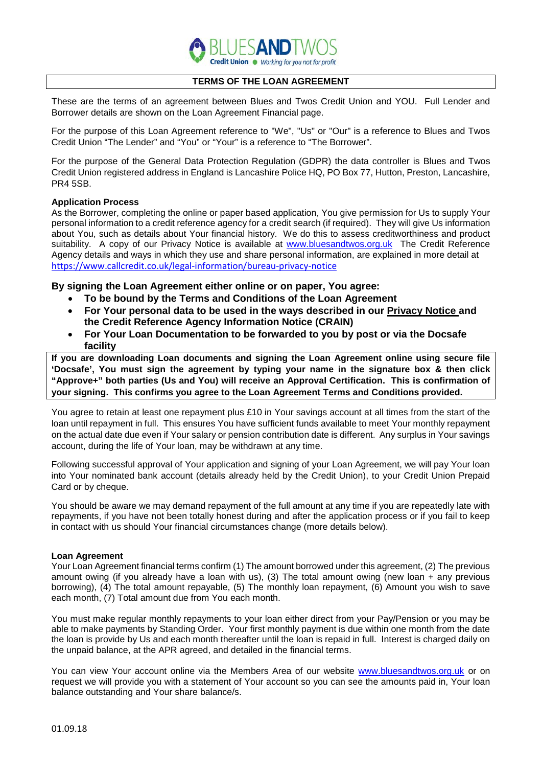BLUESANDTWOS Credit Union ● Working for you not for profit

# TERMS OF THE LOAN AGREEMENT

These are the terms of an agreement between Blues and Twos Credit Union and YOU. Full Lender and Borrower details are shown on the Loan Agreement Financial page.

For the purpose of this Loan Agreement reference to "We", "Us" or "Our" is a reference to Blues and Twos Credit Union "The Lender" and "You" or "Your" is a reference to "The Borrower".

For the purpose of the General Data Protection Regulation (GDPR) the data controller is Blues and Twos Credit Union registered address in England is Lancashire Police HQ, PO Box 77, Hutton, Preston, Lancashire, PR4 5SB.

**Application Process**

As the Borrower, completing the online or paper based application, You give permission for Us to supply Your personal information to a credit reference agency for a credit search (if required). They will give Us information about You, such as details about Your financial history. We do this to assess creditworthiness and product suitability. A copy of our Privacy Notice is available at www.bluesandtwos.org.uk The Credit Reference Agency details and ways in which they use and share personal information, are explained in more detail at https://www.callcredit.co.uk/legal-information/bureau-privacy-notice

**By signing the Loan Agreement either online or on paper, You agree:**

- **To be bound by the Terms and Conditions of the Loan Agreement**
- **For Your personal data to be used in the ways described in our Privacy Notice and the Credit Reference Agency Information Notice (CRAIN)**
- **For Your Loan Documentation to be forwarded to you by post or via the Docsafe facility**

**If you are downloading Loan documents and signing the Loan Agreement online using secure file 'Docsafe', You must sign the agreement by typing your name in the signature box & then click "Approve+" both parties (Us and You) will receive an Approval Certification. This is confirmation of your signing. This confirms you agree to the Loan Agreement Terms and Conditions provided.**

You agree to retain at least one repayment plus £10 in Your savings account at all times from the start of the loan until repayment in full. This ensures You have sufficient funds available to meet Your monthly repayment on the actual date due even if Your salary or pension contribution date is different. Any surplus in Your savings account, during the life of Your loan, may be withdrawn at any time.

Following successful approval of Your application and signing of your Loan Agreement, we will pay Your loan into Your nominated bank account (details already held by the Credit Union), to your Credit Union Prepaid Card or by cheque.

You should be aware we may demand repayment of the full amount at any time if you are repeatedly late with repayments, if you have not been totally honest during and after the application process or if you fail to keep in contact with us should Your financial circumstances change (more details below).

**Loan Agreement**

Your Loan Agreement financial terms confirm (1) The amount borrowed under this agreement, (2) The previous amount owing (if you already have a loan with us), (3) The total amount owing (new loan + any previous borrowing), (4) The total amount repayable, (5) The monthly loan repayment, (6) Amount you wish to save each month, (7) Total amount due from You each month.

You must make regular monthly repayments to your loan either direct from your Pay/Pension or you may be able to make payments by Standing Order. Your first monthly payment is due within one month from the date the loan is provide by Us and each month thereafter until the loan is repaid in full. Interest is charged daily on the unpaid balance, at the APR agreed, and detailed in the financial terms.

You can view Your account online via the Members Area of our website www.bluesandtwos.org.uk or on request we will provide you with a statement of Your account so you can see the amounts paid in, Your loan balance outstanding and Your share balance/s.

01.09.18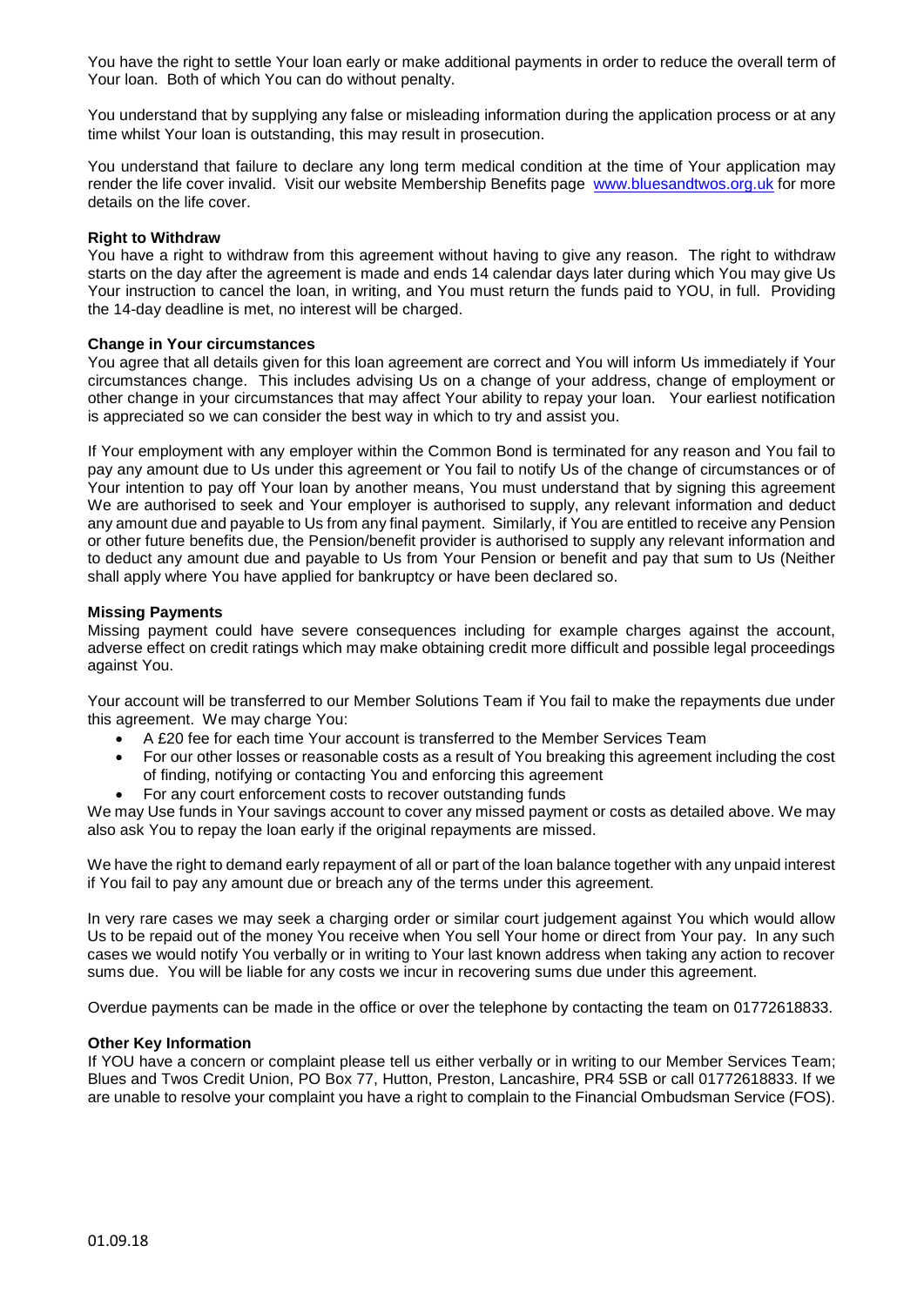You have the right to settle Your loan early or make additional payments in order to reduce the overall term of Your loan. Both of which You can do without penalty.

You understand that by supplying any false or misleading information during the application process or at any time whilst Your loan is outstanding, this may result in prosecution.

You understand that failure to declare any long term medical condition at the time of Your application may render the life cover invalid. Visit our website Membership Benefits page www.bluesandtwos.org.uk for more details on the life cover.

**Right to Withdraw**
You have a right to withdraw from this agreement without having to give any reason. The right to withdraw starts on the day after the agreement is made and ends 14 calendar days later during which You may give Us Your instruction to cancel the loan, in writing, and You must return the funds paid to YOU, in full. Providing the 14-day deadline is met, no interest will be charged.

**Change in Your circumstances**
You agree that all details given for this loan agreement are correct and You will inform Us immediately if Your circumstances change. This includes advising Us on a change of your address, change of employment or other change in your circumstances that may affect Your ability to repay your loan. Your earliest notification is appreciated so we can consider the best way in which to try and assist you.

If Your employment with any employer within the Common Bond is terminated for any reason and You fail to pay any amount due to Us under this agreement or You fail to notify Us of the change of circumstances or of Your intention to pay off Your loan by another means, You must understand that by signing this agreement We are authorised to seek and Your employer is authorised to supply, any relevant information and deduct any amount due and payable to Us from any final payment. Similarly, if You are entitled to receive any Pension or other future benefits due, the Pension/benefit provider is authorised to supply any relevant information and to deduct any amount due and payable to Us from Your Pension or benefit and pay that sum to Us (Neither shall apply where You have applied for bankruptcy or have been declared so.

**Missing Payments**
Missing payment could have severe consequences including for example charges against the account, adverse effect on credit ratings which may make obtaining credit more difficult and possible legal proceedings against You.

Your account will be transferred to our Member Solutions Team if You fail to make the repayments due under this agreement. We may charge You:

- A £20 fee for each time Your account is transferred to the Member Services Team
- For our other losses or reasonable costs as a result of You breaking this agreement including the cost of finding, notifying or contacting You and enforcing this agreement
- For any court enforcement costs to recover outstanding funds

We may Use funds in Your savings account to cover any missed payment or costs as detailed above. We may also ask You to repay the loan early if the original repayments are missed.

We have the right to demand early repayment of all or part of the loan balance together with any unpaid interest if You fail to pay any amount due or breach any of the terms under this agreement.

In very rare cases we may seek a charging order or similar court judgement against You which would allow Us to be repaid out of the money You receive when You sell Your home or direct from Your pay. In any such cases we would notify You verbally or in writing to Your last known address when taking any action to recover sums due. You will be liable for any costs we incur in recovering sums due under this agreement.

Overdue payments can be made in the office or over the telephone by contacting the team on 01772618833.

**Other Key Information**
If YOU have a concern or complaint please tell us either verbally or in writing to our Member Services Team; Blues and Twos Credit Union, PO Box 77, Hutton, Preston, Lancashire, PR4 5SB or call 01772618833. If we are unable to resolve your complaint you have a right to complain to the Financial Ombudsman Service (FOS).

01.09.18